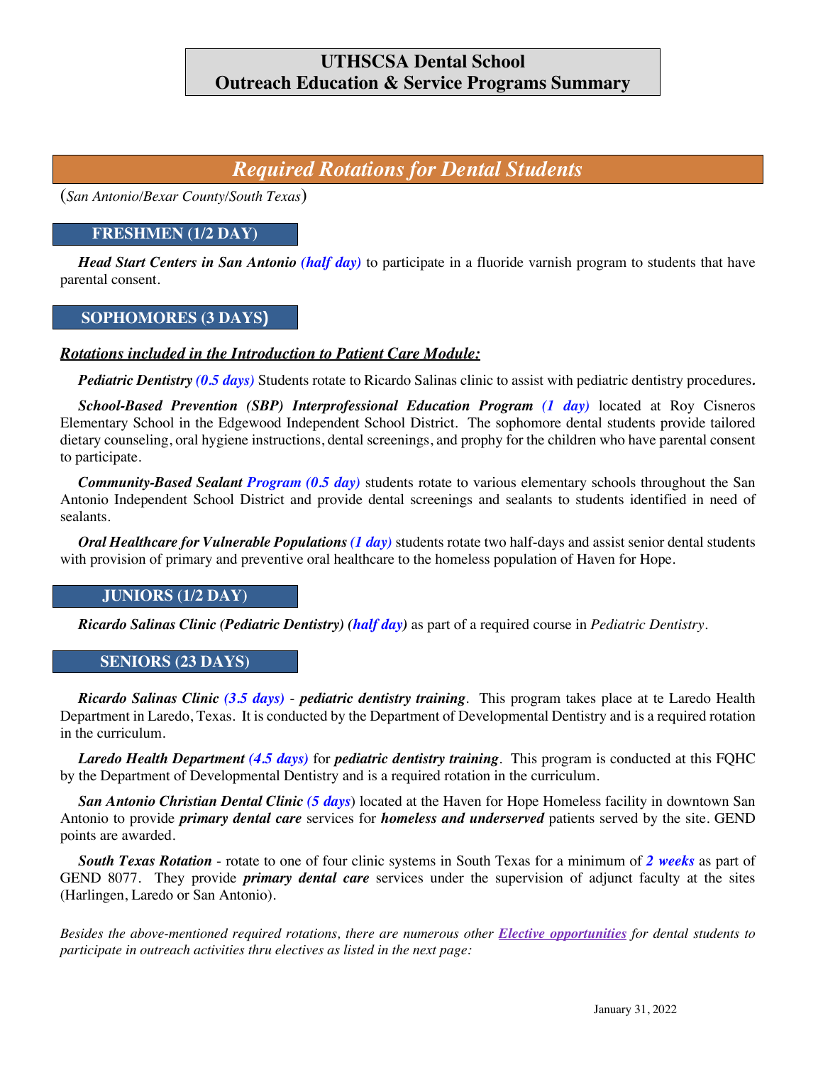# UTHSCSA Dental School
# Outreach Education & Service Programs Summary

## *Required Rotations for Dental Students*

(*San Antonio/Bexar County/South Texas*)

### FRESHMEN (1/2 DAY)

***Head Start Centers in San Antonio*** ***(half day)*** to participate in a fluoride varnish program to students that have parental consent.

### SOPHOMORES (3 DAYS)

***Rotations included in the Introduction to Patient Care Module:***

***Pediatric Dentistry*** ***(0.5 days)*** Students rotate to Ricardo Salinas clinic to assist with pediatric dentistry procedures**.**

***School-Based Prevention (SBP) Interprofessional Education Program*** ***(1 day)*** located at Roy Cisneros Elementary School in the Edgewood Independent School District. The sophomore dental students provide tailored dietary counseling, oral hygiene instructions, dental screenings, and prophy for the children who have parental consent to participate.

***Community-Based Sealant Program (0.5 day)*** students rotate to various elementary schools throughout the San Antonio Independent School District and provide dental screenings and sealants to students identified in need of sealants.

***Oral Healthcare for Vulnerable Populations*** ***(1 day)*** students rotate two half-days and assist senior dental students with provision of primary and preventive oral healthcare to the homeless population of Haven for Hope.

### JUNIORS (1/2 DAY)

***Ricardo Salinas Clinic (Pediatric Dentistry) (half day)*** as part of a required course in *Pediatric Dentistry*.

### SENIORS (23 DAYS)

***Ricardo Salinas Clinic*** ***(3.5 days)*** - ***pediatric dentistry training***. This program takes place at te Laredo Health Department in Laredo, Texas. It is conducted by the Department of Developmental Dentistry and is a required rotation in the curriculum.

***Laredo Health Department*** ***(4.5 days)*** for ***pediatric dentistry training***. This program is conducted at this FQHC by the Department of Developmental Dentistry and is a required rotation in the curriculum.

***San Antonio Christian Dental Clinic*** ***(5 days***) located at the Haven for Hope Homeless facility in downtown San Antonio to provide ***primary dental care*** services for ***homeless and underserved*** patients served by the site. GEND points are awarded.

***South Texas Rotation*** - rotate to one of four clinic systems in South Texas for a minimum of ***2 weeks*** as part of GEND 8077. They provide ***primary dental care*** services under the supervision of adjunct faculty at the sites (Harlingen, Laredo or San Antonio).

*Besides the above-mentioned required rotations, there are numerous other* ***Elective opportunities*** *for dental students to participate in outreach activities thru electives as listed in the next page:*

January 31, 2022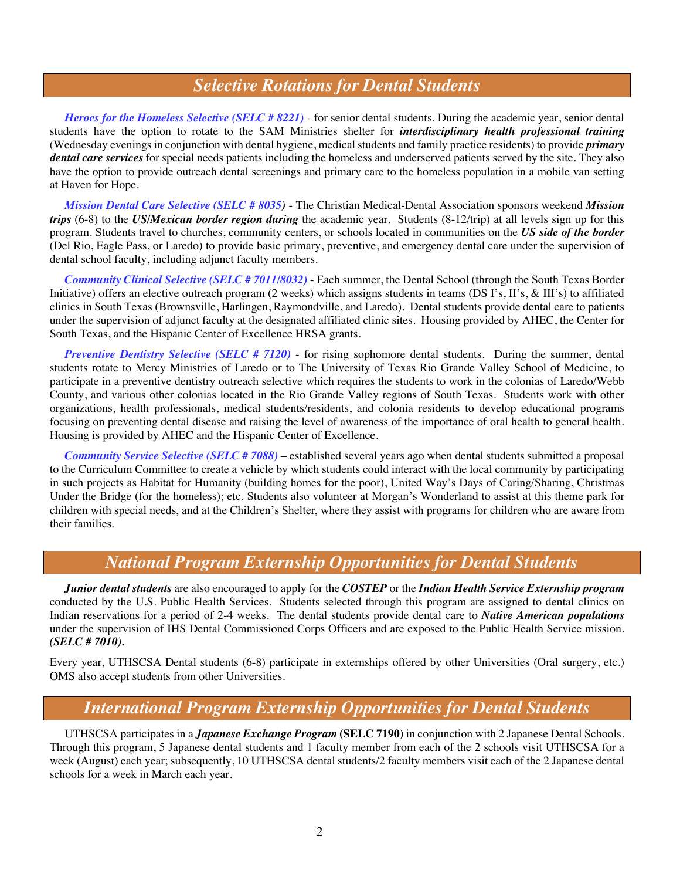## *Selective Rotations for Dental Students*

***Heroes for the Homeless Selective (SELC # 8221)*** - for senior dental students. During the academic year, senior dental students have the option to rotate to the SAM Ministries shelter for ***interdisciplinary health professional training*** (Wednesday evenings in conjunction with dental hygiene, medical students and family practice residents) to provide ***primary dental care services*** for special needs patients including the homeless and underserved patients served by the site. They also have the option to provide outreach dental screenings and primary care to the homeless population in a mobile van setting at Haven for Hope.

***Mission Dental Care Selective (SELC # 8035)*** - The Christian Medical-Dental Association sponsors weekend ***Mission trips*** (6-8) to the ***US/Mexican border region during*** the academic year. Students (8-12/trip) at all levels sign up for this program. Students travel to churches, community centers, or schools located in communities on the ***US side of the border*** (Del Rio, Eagle Pass, or Laredo) to provide basic primary, preventive, and emergency dental care under the supervision of dental school faculty, including adjunct faculty members.

***Community Clinical Selective (SELC # 7011/8032)*** - Each summer, the Dental School (through the South Texas Border Initiative) offers an elective outreach program (2 weeks) which assigns students in teams (DS I's, II's, & III's) to affiliated clinics in South Texas (Brownsville, Harlingen, Raymondville, and Laredo). Dental students provide dental care to patients under the supervision of adjunct faculty at the designated affiliated clinic sites. Housing provided by AHEC, the Center for South Texas, and the Hispanic Center of Excellence HRSA grants.

***Preventive Dentistry Selective (SELC # 7120)*** - for rising sophomore dental students. During the summer, dental students rotate to Mercy Ministries of Laredo or to The University of Texas Rio Grande Valley School of Medicine, to participate in a preventive dentistry outreach selective which requires the students to work in the colonias of Laredo/Webb County, and various other colonias located in the Rio Grande Valley regions of South Texas. Students work with other organizations, health professionals, medical students/residents, and colonia residents to develop educational programs focusing on preventing dental disease and raising the level of awareness of the importance of oral health to general health. Housing is provided by AHEC and the Hispanic Center of Excellence.

***Community Service Selective (SELC # 7088)*** – established several years ago when dental students submitted a proposal to the Curriculum Committee to create a vehicle by which students could interact with the local community by participating in such projects as Habitat for Humanity (building homes for the poor), United Way's Days of Caring/Sharing, Christmas Under the Bridge (for the homeless); etc. Students also volunteer at Morgan's Wonderland to assist at this theme park for children with special needs, and at the Children's Shelter, where they assist with programs for children who are aware from their families.

## *National Program Externship Opportunities for Dental Students*

***Junior dental students*** are also encouraged to apply for the ***COSTEP*** or the ***Indian Health Service Externship program*** conducted by the U.S. Public Health Services. Students selected through this program are assigned to dental clinics on Indian reservations for a period of 2-4 weeks. The dental students provide dental care to ***Native American populations*** under the supervision of IHS Dental Commissioned Corps Officers and are exposed to the Public Health Service mission. ***(SELC # 7010).***

Every year, UTHSCSA Dental students (6-8) participate in externships offered by other Universities (Oral surgery, etc.) OMS also accept students from other Universities.

## *International Program Externship Opportunities for Dental Students*

UTHSCSA participates in a ***Japanese Exchange Program*** **(SELC 7190)** in conjunction with 2 Japanese Dental Schools. Through this program, 5 Japanese dental students and 1 faculty member from each of the 2 schools visit UTHSCSA for a week (August) each year; subsequently, 10 UTHSCSA dental students/2 faculty members visit each of the 2 Japanese dental schools for a week in March each year.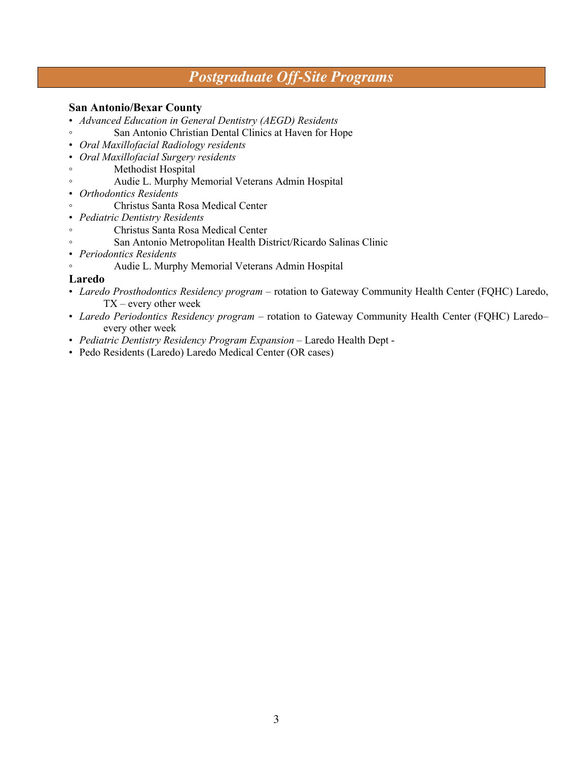## *Postgraduate Off-Site Programs*

**San Antonio/Bexar County**

- *Advanced Education in General Dentistry (AEGD) Residents*
    - San Antonio Christian Dental Clinics at Haven for Hope
- *Oral Maxillofacial Radiology residents*
- *Oral Maxillofacial Surgery residents*
    - Methodist Hospital
    - Audie L. Murphy Memorial Veterans Admin Hospital
- *Orthodontics Residents*
    - Christus Santa Rosa Medical Center
- *Pediatric Dentistry Residents*
    - Christus Santa Rosa Medical Center
    - San Antonio Metropolitan Health District/Ricardo Salinas Clinic
- *Periodontics Residents*
    - Audie L. Murphy Memorial Veterans Admin Hospital

**Laredo**

- *Laredo Prosthodontics Residency program* – rotation to Gateway Community Health Center (FQHC) Laredo, TX – every other week
- *Laredo Periodontics Residency program* – rotation to Gateway Community Health Center (FQHC) Laredo– every other week
- *Pediatric Dentistry Residency Program Expansion* – Laredo Health Dept -
- Pedo Residents (Laredo) Laredo Medical Center (OR cases)